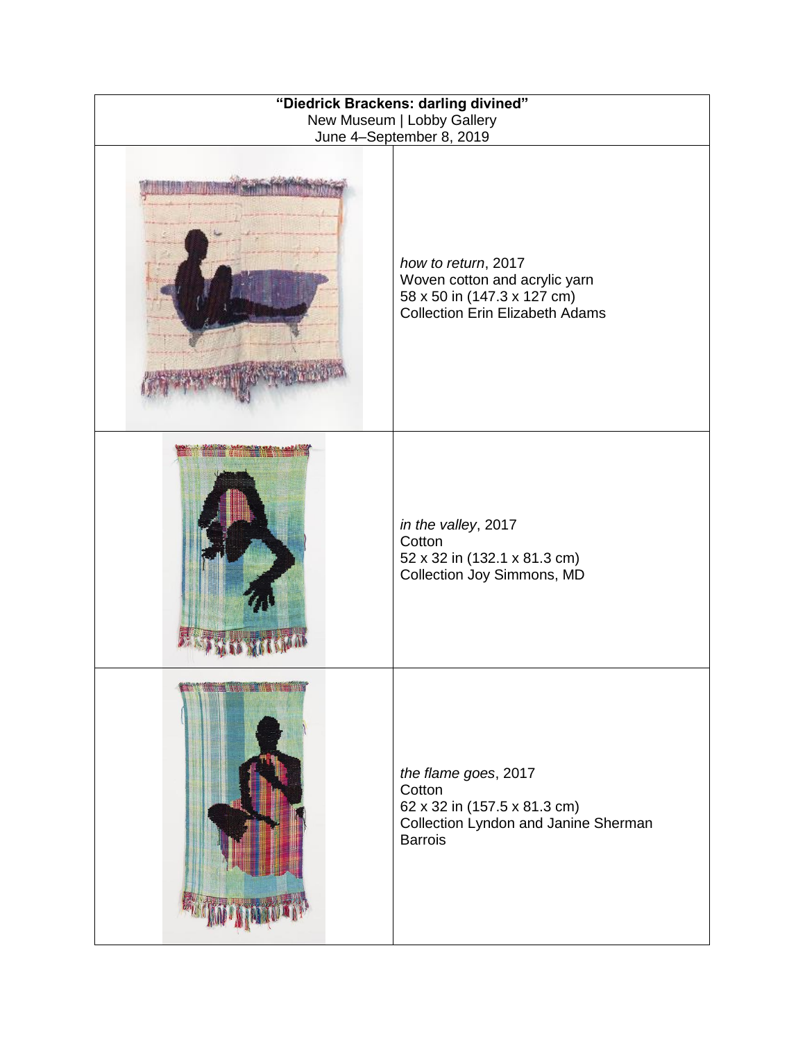**"Diedrick Brackens: darling divined"**
New Museum | Lobby Gallery
June 4–September 8, 2019

*how to return*, 2017
Woven cotton and acrylic yarn
58 x 50 in (147.3 x 127 cm)
Collection Erin Elizabeth Adams

*in the valley*, 2017
Cotton
52 x 32 in (132.1 x 81.3 cm)
Collection Joy Simmons, MD

*the flame goes*, 2017
Cotton
62 x 32 in (157.5 x 81.3 cm)
Collection Lyndon and Janine Sherman Barrois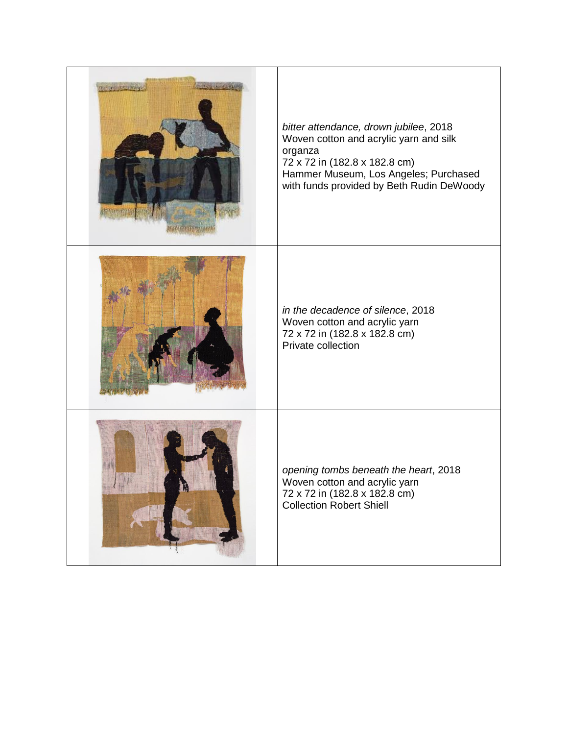| | |
|---|---|
| | *bitter attendance, drown jubilee*, 2018<br>Woven cotton and acrylic yarn and silk organza<br>72 x 72 in (182.8 x 182.8 cm)<br>Hammer Museum, Los Angeles; Purchased with funds provided by Beth Rudin DeWoody |
| | *in the decadence of silence*, 2018<br>Woven cotton and acrylic yarn<br>72 x 72 in (182.8 x 182.8 cm)<br>Private collection |
| | *opening tombs beneath the heart*, 2018<br>Woven cotton and acrylic yarn<br>72 x 72 in (182.8 x 182.8 cm)<br>Collection Robert Shiell |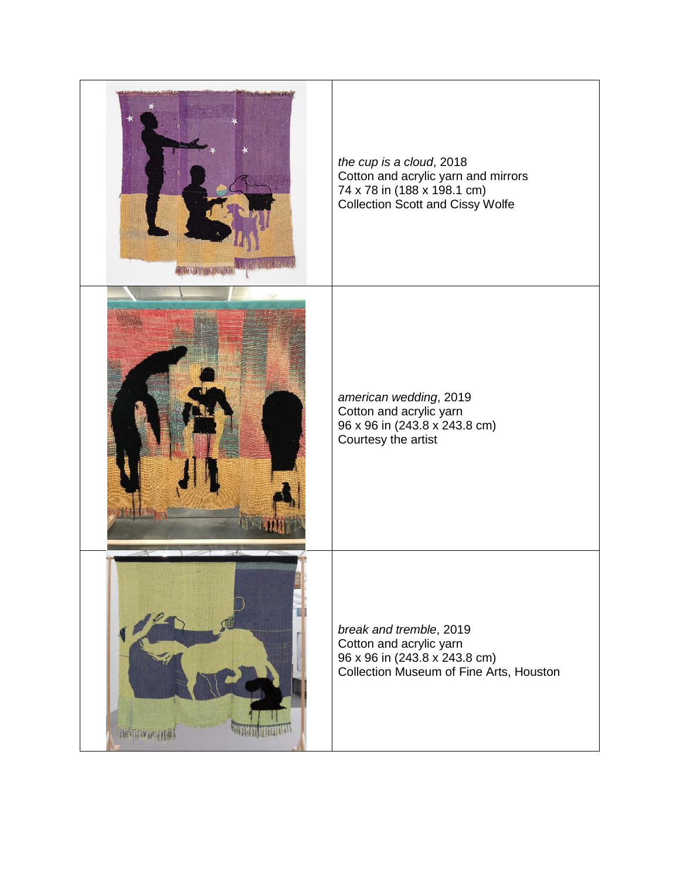| | |
|---|---|
| | *the cup is a cloud*, 2018<br>Cotton and acrylic yarn and mirrors<br>74 x 78 in (188 x 198.1 cm)<br>Collection Scott and Cissy Wolfe |
| | *american wedding*, 2019<br>Cotton and acrylic yarn<br>96 x 96 in (243.8 x 243.8 cm)<br>Courtesy the artist |
| | *break and tremble*, 2019<br>Cotton and acrylic yarn<br>96 x 96 in (243.8 x 243.8 cm)<br>Collection Museum of Fine Arts, Houston |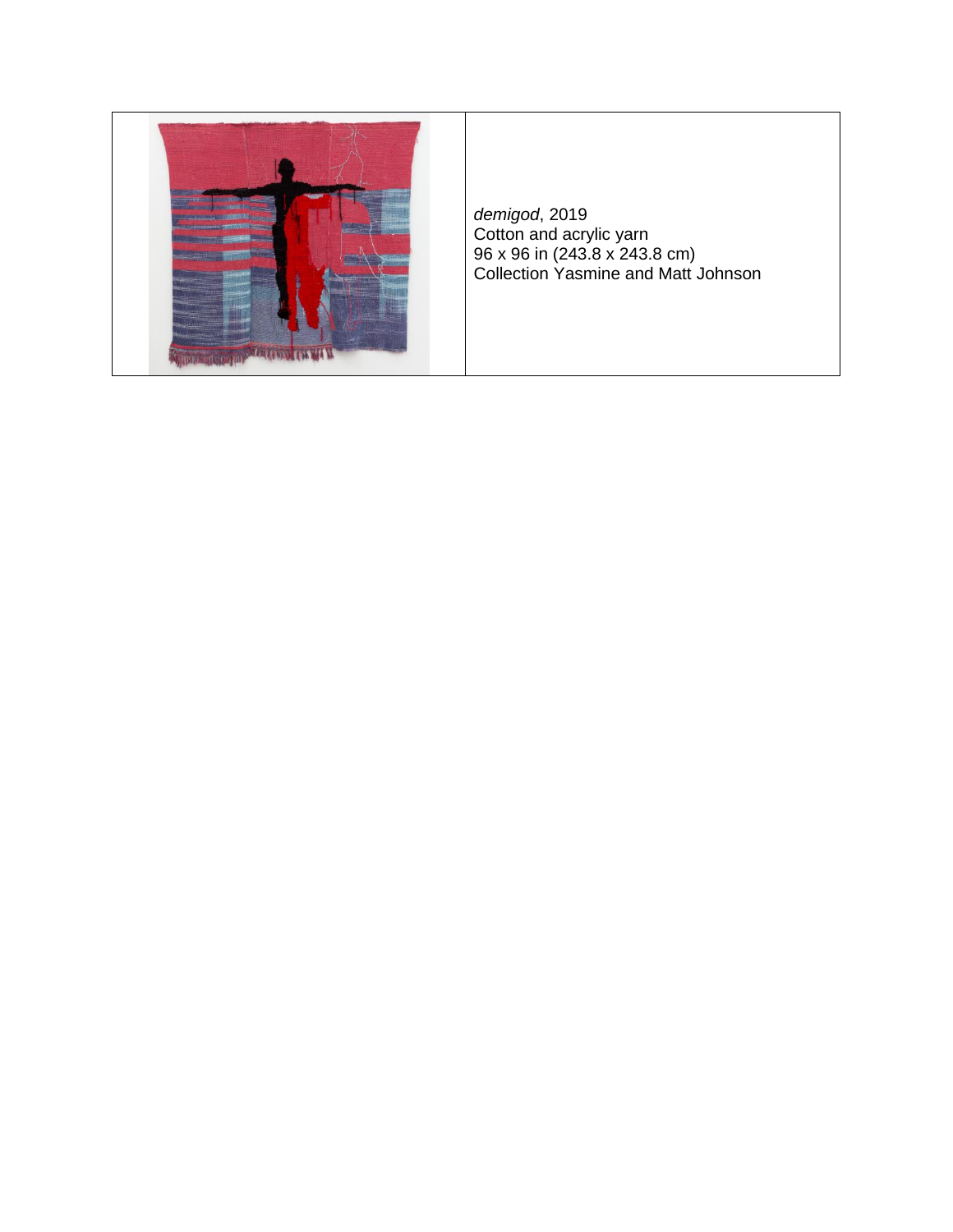| | |
|---|---|
| | *demigod*, 2019<br>Cotton and acrylic yarn<br>96 x 96 in (243.8 x 243.8 cm)<br>Collection Yasmine and Matt Johnson |